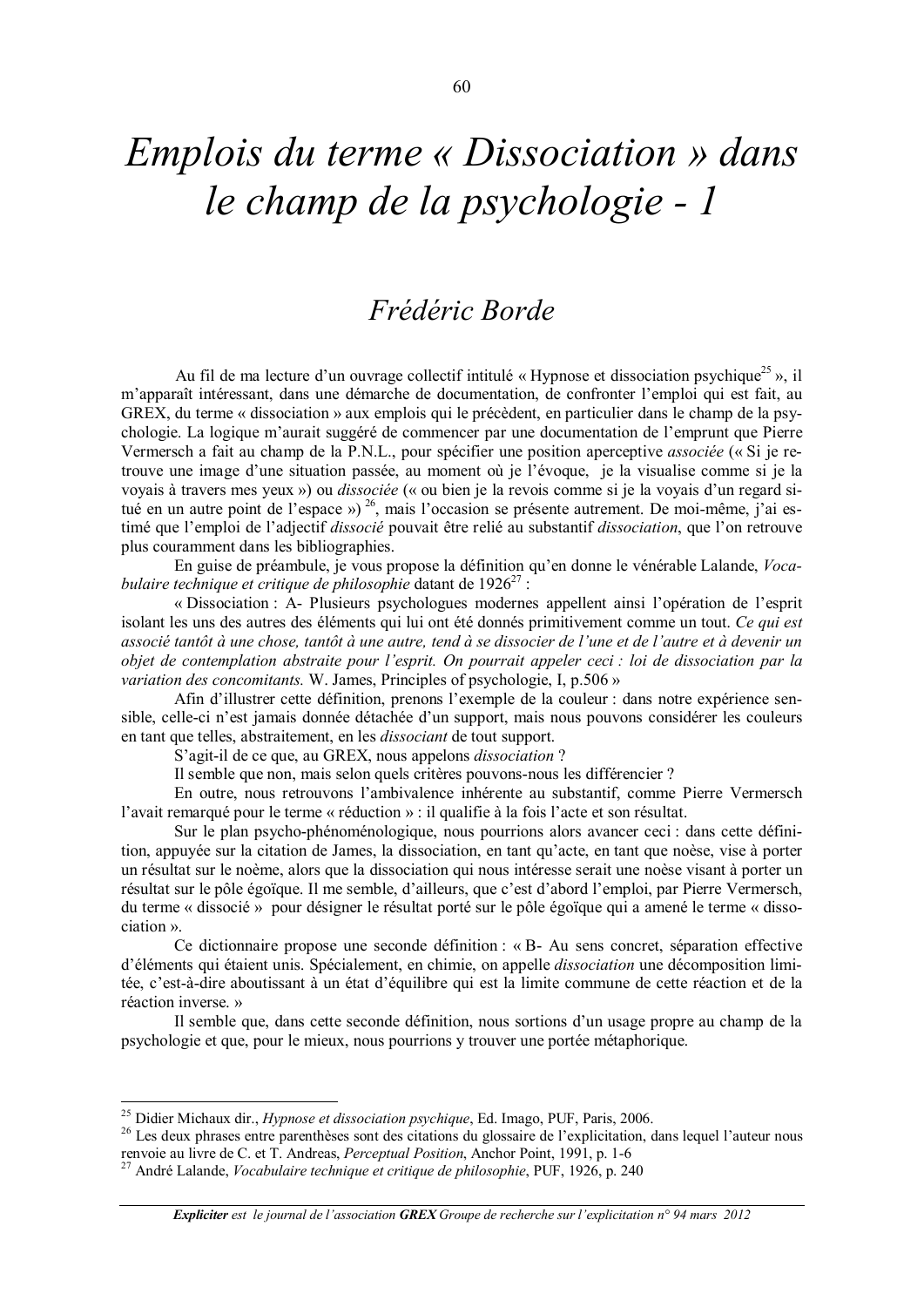# *Emplois du terme « Dissociation » dans le champ de la psychologie - 1*

## *Frédéric Borde*

Au fil de ma lecture d'un ouvrage collectif intitulé « Hypnose et dissociation psychique[25] », il m'apparaît intéressant, dans une démarche de documentation, de confronter l'emploi qui est fait, au GREX, du terme « dissociation » aux emplois qui le précèdent, en particulier dans le champ de la psychologie. La logique m'aurait suggéré de commencer par une documentation de l'emprunt que Pierre Vermersch a fait au champ de la P.N.L., pour spécifier une position aperceptive *associée* (« Si je retrouve une image d'une situation passée, au moment où je l'évoque, je la visualise comme si je la voyais à travers mes yeux ») ou *dissociée* (« ou bien je la revois comme si je la voyais d'un regard situé en un autre point de l'espace ») [26], mais l'occasion se présente autrement. De moi-même, j'ai estimé que l'emploi de l'adjectif *dissocié* pouvait être relié au substantif *dissociation*, que l'on retrouve plus couramment dans les bibliographies.

En guise de préambule, je vous propose la définition qu'en donne le vénérable Lalande, *Vocabulaire technique et critique de philosophie* datant de 1926[27] :

« Dissociation : A- Plusieurs psychologues modernes appellent ainsi l'opération de l'esprit isolant les uns des autres des éléments qui lui ont été donnés primitivement comme un tout. *Ce qui est associé tantôt à une chose, tantôt à une autre, tend à se dissocier de l'une et de l'autre et à devenir un objet de contemplation abstraite pour l'esprit. On pourrait appeler ceci : loi de dissociation par la variation des concomitants.* W. James, Principles of psychologie, I, p.506 »

Afin d'illustrer cette définition, prenons l'exemple de la couleur : dans notre expérience sensible, celle-ci n'est jamais donnée détachée d'un support, mais nous pouvons considérer les couleurs en tant que telles, abstraitement, en les *dissociant* de tout support.

S'agit-il de ce que, au GREX, nous appelons *dissociation* ?

Il semble que non, mais selon quels critères pouvons-nous les différencier ?

En outre, nous retrouvons l'ambivalence inhérente au substantif, comme Pierre Vermersch l'avait remarqué pour le terme « réduction » : il qualifie à la fois l'acte et son résultat.

Sur le plan psycho-phénoménologique, nous pourrions alors avancer ceci : dans cette définition, appuyée sur la citation de James, la dissociation, en tant qu'acte, en tant que noèse, vise à porter un résultat sur le noème, alors que la dissociation qui nous intéresse serait une noèse visant à porter un résultat sur le pôle égoïque. Il me semble, d'ailleurs, que c'est d'abord l'emploi, par Pierre Vermersch, du terme « dissocié » pour désigner le résultat porté sur le pôle égoïque qui a amené le terme « dissociation ».

Ce dictionnaire propose une seconde définition : « B- Au sens concret, séparation effective d'éléments qui étaient unis. Spécialement, en chimie, on appelle *dissociation* une décomposition limitée, c'est-à-dire aboutissant à un état d'équilibre qui est la limite commune de cette réaction et de la réaction inverse. »

Il semble que, dans cette seconde définition, nous sortions d'un usage propre au champ de la psychologie et que, pour le mieux, nous pourrions y trouver une portée métaphorique.

---

[25] Didier Michaux dir., *Hypnose et dissociation psychique*, Ed. Imago, PUF, Paris, 2006.

[26] Les deux phrases entre parenthèses sont des citations du glossaire de l'explicitation, dans lequel l'auteur nous renvoie au livre de C. et T. Andreas, *Perceptual Position*, Anchor Point, 1991, p. 1-6

[27] André Lalande, *Vocabulaire technique et critique de philosophie*, PUF, 1926, p. 240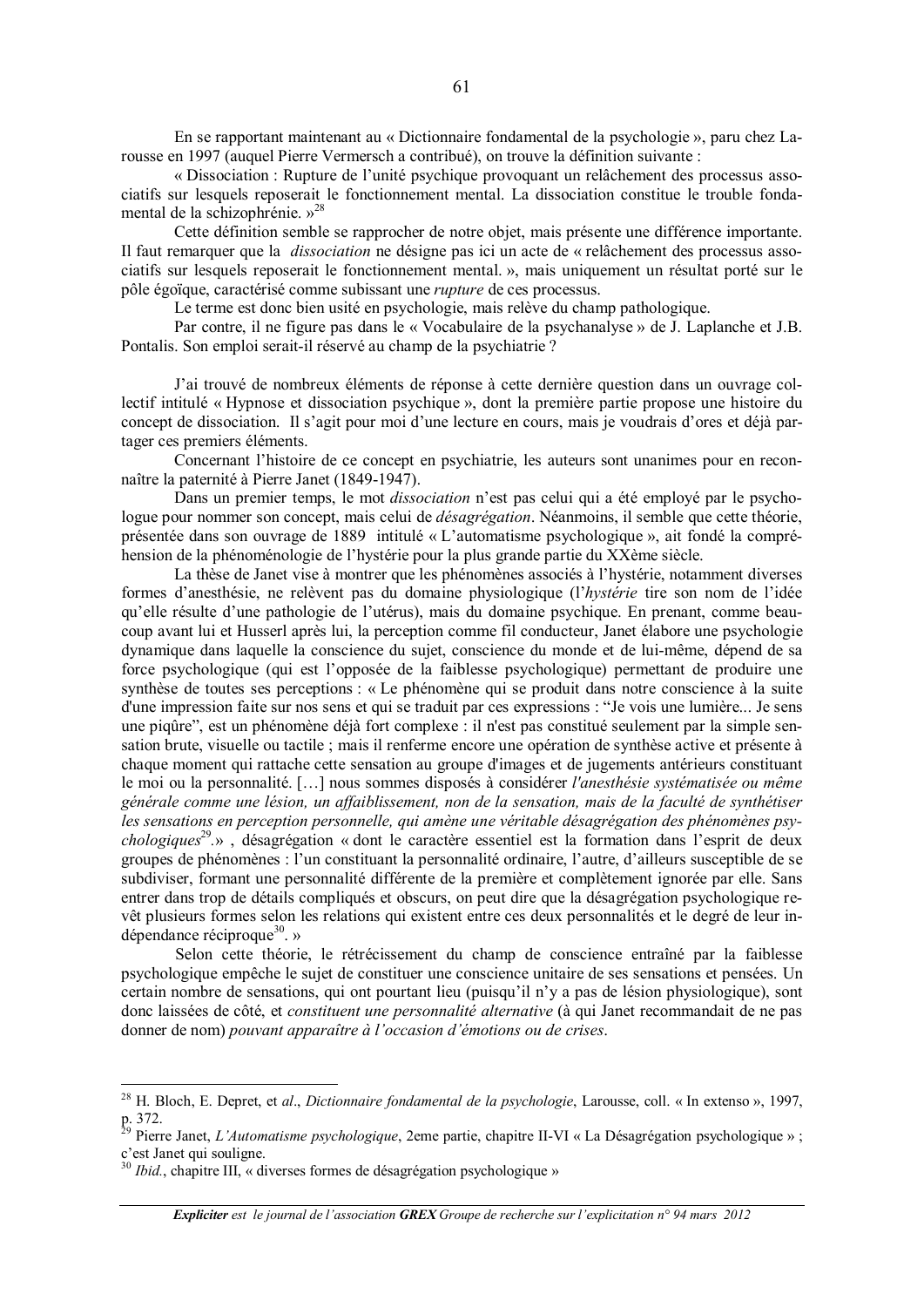En se rapportant maintenant au « Dictionnaire fondamental de la psychologie », paru chez Larousse en 1997 (auquel Pierre Vermersch a contribué), on trouve la définition suivante :

« Dissociation : Rupture de l'unité psychique provoquant un relâchement des processus associatifs sur lesquels reposerait le fonctionnement mental. La dissociation constitue le trouble fondamental de la schizophrénie. »[28]

Cette définition semble se rapprocher de notre objet, mais présente une différence importante. Il faut remarquer que la *dissociation* ne désigne pas ici un acte de « relâchement des processus associatifs sur lesquels reposerait le fonctionnement mental. », mais uniquement un résultat porté sur le pôle égoïque, caractérisé comme subissant une *rupture* de ces processus.

Le terme est donc bien usité en psychologie, mais relève du champ pathologique.

Par contre, il ne figure pas dans le « Vocabulaire de la psychanalyse » de J. Laplanche et J.B. Pontalis. Son emploi serait-il réservé au champ de la psychiatrie ?

J'ai trouvé de nombreux éléments de réponse à cette dernière question dans un ouvrage collectif intitulé « Hypnose et dissociation psychique », dont la première partie propose une histoire du concept de dissociation. Il s'agit pour moi d'une lecture en cours, mais je voudrais d'ores et déjà partager ces premiers éléments.

Concernant l'histoire de ce concept en psychiatrie, les auteurs sont unanimes pour en reconnaître la paternité à Pierre Janet (1849-1947).

Dans un premier temps, le mot *dissociation* n'est pas celui qui a été employé par le psychologue pour nommer son concept, mais celui de *désagrégation*. Néanmoins, il semble que cette théorie, présentée dans son ouvrage de 1889 intitulé « L'automatisme psychologique », ait fondé la compréhension de la phénoménologie de l'hystérie pour la plus grande partie du XXème siècle.

La thèse de Janet vise à montrer que les phénomènes associés à l'hystérie, notamment diverses formes d'anesthésie, ne relèvent pas du domaine physiologique (l'*hystérie* tire son nom de l'idée qu'elle résulte d'une pathologie de l'utérus), mais du domaine psychique. En prenant, comme beaucoup avant lui et Husserl après lui, la perception comme fil conducteur, Janet élabore une psychologie dynamique dans laquelle la conscience du sujet, conscience du monde et de lui-même, dépend de sa force psychologique (qui est l'opposée de la faiblesse psychologique) permettant de produire une synthèse de toutes ses perceptions : « Le phénomène qui se produit dans notre conscience à la suite d'une impression faite sur nos sens et qui se traduit par ces expressions : "Je vois une lumière... Je sens une piqûre", est un phénomène déjà fort complexe : il n'est pas constitué seulement par la simple sensation brute, visuelle ou tactile ; mais il renferme encore une opération de synthèse active et présente à chaque moment qui rattache cette sensation au groupe d'images et de jugements antérieurs constituant le moi ou la personnalité. […] nous sommes disposés à considérer *l'anesthésie systématisée ou même générale comme une lésion, un affaiblissement, non de la sensation, mais de la faculté de synthétiser les sensations en perception personnelle, qui amène une véritable désagrégation des phénomènes psychologiques*[29].» , désagrégation « dont le caractère essentiel est la formation dans l'esprit de deux groupes de phénomènes : l'un constituant la personnalité ordinaire, l'autre, d'ailleurs susceptible de se subdiviser, formant une personnalité différente de la première et complètement ignorée par elle. Sans entrer dans trop de détails compliqués et obscurs, on peut dire que la désagrégation psychologique revêt plusieurs formes selon les relations qui existent entre ces deux personnalités et le degré de leur indépendance réciproque[30]. »

Selon cette théorie, le rétrécissement du champ de conscience entraîné par la faiblesse psychologique empêche le sujet de constituer une conscience unitaire de ses sensations et pensées. Un certain nombre de sensations, qui ont pourtant lieu (puisqu'il n'y a pas de lésion physiologique), sont donc laissées de côté, et *constituent une personnalité alternative* (à qui Janet recommandait de ne pas donner de nom) *pouvant apparaître à l'occasion d'émotions ou de crises*.

---

[28] H. Bloch, E. Depret, et *al*., *Dictionnaire fondamental de la psychologie*, Larousse, coll. « In extenso », 1997, p. 372.

[29] Pierre Janet, *L'Automatisme psychologique*, 2eme partie, chapitre II-VI « La Désagrégation psychologique » ; c'est Janet qui souligne.

[30] *Ibid.*, chapitre III, « diverses formes de désagrégation psychologique »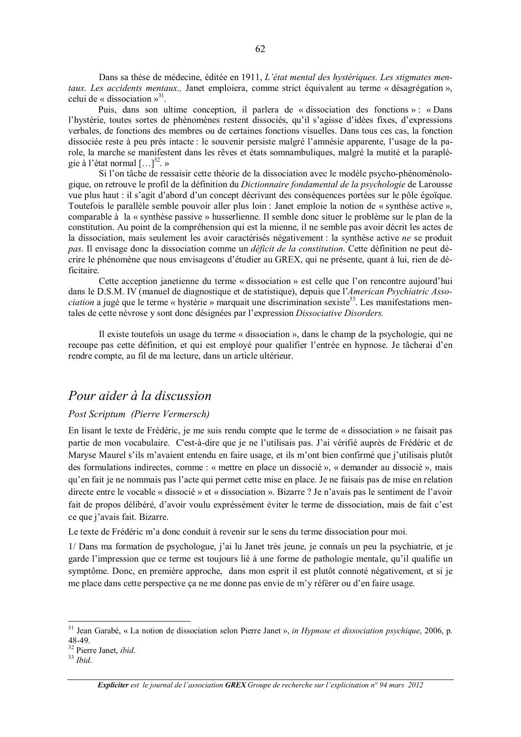Dans sa thèse de médecine, éditée en 1911, *L'état mental des hystériques. Les stigmates mentaux. Les accidents mentaux.,* Janet emploiera, comme strict équivalent au terme « désagrégation », celui de « dissociation »[31].

Puis, dans son ultime conception, il parlera de « dissociation des fonctions » : « Dans l'hystérie, toutes sortes de phénomènes restent dissociés, qu'il s'agisse d'idées fixes, d'expressions verbales, de fonctions des membres ou de certaines fonctions visuelles. Dans tous ces cas, la fonction dissociée reste à peu près intacte : le souvenir persiste malgré l'amnésie apparente, l'usage de la parole, la marche se manifestent dans les rêves et états somnambuliques, malgré la mutité et la paraplégie à l'état normal […][32]. »

Si l'on tâche de ressaisir cette théorie de la dissociation avec le modèle psycho-phénoménologique, on retrouve le profil de la définition du *Dictionnaire fondamental de la psychologie* de Larousse vue plus haut : il s'agit d'abord d'un concept décrivant des conséquences portées sur le pôle égoïque. Toutefois le parallèle semble pouvoir aller plus loin : Janet emploie la notion de « synthèse active », comparable à la « synthèse passive » husserlienne. Il semble donc situer le problème sur le plan de la constitution. Au point de la compréhension qui est la mienne, il ne semble pas avoir décrit les actes de la dissociation, mais seulement les avoir caractérisés négativement : la synthèse active *ne* se produit *pas*. Il envisage donc la dissociation comme un *déficit de la constitution*. Cette définition ne peut décrire le phénomène que nous envisageons d'étudier au GREX, qui ne présente, quant à lui, rien de déficitaire.

Cette acception janetienne du terme « dissociation » est celle que l'on rencontre aujourd'hui dans le D.S.M. IV (manuel de diagnostique et de statistique), depuis que l'*American Psychiatric Association* a jugé que le terme « hystérie » marquait une discrimination sexiste[33]. Les manifestations mentales de cette névrose y sont donc désignées par l'expression *Dissociative Disorders.*

Il existe toutefois un usage du terme « dissociation », dans le champ de la psychologie, qui ne recoupe pas cette définition, et qui est employé pour qualifier l'entrée en hypnose. Je tâcherai d'en rendre compte, au fil de ma lecture, dans un article ultérieur.

## *Pour aider à la discussion*

### *Post Scriptum (Pierre Vermersch)*

En lisant le texte de Frédéric, je me suis rendu compte que le terme de « dissociation » ne faisait pas partie de mon vocabulaire. C'est-à-dire que je ne l'utilisais pas. J'ai vérifié auprès de Frédéric et de Maryse Maurel s'ils m'avaient entendu en faire usage, et ils m'ont bien confirmé que j'utilisais plutôt des formulations indirectes, comme : « mettre en place un dissocié », « demander au dissocié », mais qu'en fait je ne nommais pas l'acte qui permet cette mise en place. Je ne faisais pas de mise en relation directe entre le vocable « dissocié » et « dissociation ». Bizarre ? Je n'avais pas le sentiment de l'avoir fait de propos délibéré, d'avoir voulu expressément éviter le terme de dissociation, mais de fait c'est ce que j'avais fait. Bizarre.

Le texte de Frédéric m'a donc conduit à revenir sur le sens du terme dissociation pour moi.

1/ Dans ma formation de psychologue, j'ai lu Janet très jeune, je connais un peu la psychiatrie, et je garde l'impression que ce terme est toujours lié à une forme de pathologie mentale, qu'il qualifie un symptôme. Donc, en première approche, dans mon esprit il est plutôt connoté négativement, et si je me place dans cette perspective ça ne me donne pas envie de m'y référer ou d'en faire usage.

---

[31] Jean Garabé, « La notion de dissociation selon Pierre Janet », *in Hypnose et dissociation psychique*, 2006, p. 48-49.

[32] Pierre Janet, *ibid*.

[33] *Ibid*.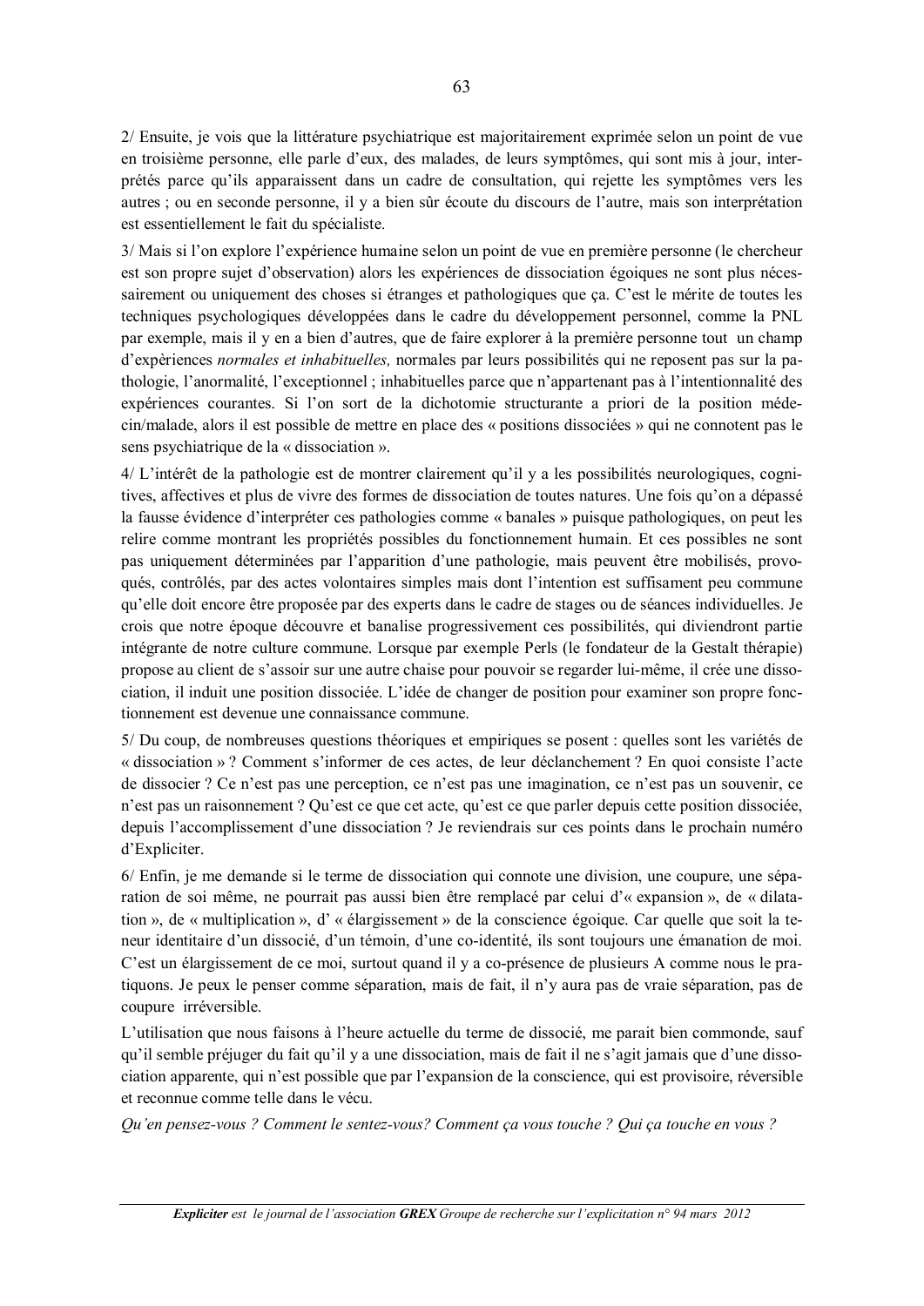2/ Ensuite, je vois que la littérature psychiatrique est majoritairement exprimée selon un point de vue en troisième personne, elle parle d'eux, des malades, de leurs symptômes, qui sont mis à jour, interprétés parce qu'ils apparaissent dans un cadre de consultation, qui rejette les symptômes vers les autres ; ou en seconde personne, il y a bien sûr écoute du discours de l'autre, mais son interprétation est essentiellement le fait du spécialiste.

3/ Mais si l'on explore l'expérience humaine selon un point de vue en première personne (le chercheur est son propre sujet d'observation) alors les expériences de dissociation égoiques ne sont plus nécessairement ou uniquement des choses si étranges et pathologiques que ça. C'est le mérite de toutes les techniques psychologiques développées dans le cadre du développement personnel, comme la PNL par exemple, mais il y en a bien d'autres, que de faire explorer à la première personne tout un champ d'expèriences *normales et inhabituelles,* normales par leurs possibilités qui ne reposent pas sur la pathologie, l'anormalité, l'exceptionnel ; inhabituelles parce que n'appartenant pas à l'intentionnalité des expériences courantes. Si l'on sort de la dichotomie structurante a priori de la position médecin/malade, alors il est possible de mettre en place des « positions dissociées » qui ne connotent pas le sens psychiatrique de la « dissociation ».

4/ L'intérêt de la pathologie est de montrer clairement qu'il y a les possibilités neurologiques, cognitives, affectives et plus de vivre des formes de dissociation de toutes natures. Une fois qu'on a dépassé la fausse évidence d'interpréter ces pathologies comme « banales » puisque pathologiques, on peut les relire comme montrant les propriétés possibles du fonctionnement humain. Et ces possibles ne sont pas uniquement déterminées par l'apparition d'une pathologie, mais peuvent être mobilisés, provoqués, contrôlés, par des actes volontaires simples mais dont l'intention est suffisament peu commune qu'elle doit encore être proposée par des experts dans le cadre de stages ou de séances individuelles. Je crois que notre époque découvre et banalise progressivement ces possibilités, qui diviendront partie intégrante de notre culture commune. Lorsque par exemple Perls (le fondateur de la Gestalt thérapie) propose au client de s'assoir sur une autre chaise pour pouvoir se regarder lui-même, il crée une dissociation, il induit une position dissociée. L'idée de changer de position pour examiner son propre fonctionnement est devenue une connaissance commune.

5/ Du coup, de nombreuses questions théoriques et empiriques se posent : quelles sont les variétés de « dissociation » ? Comment s'informer de ces actes, de leur déclanchement ? En quoi consiste l'acte de dissocier ? Ce n'est pas une perception, ce n'est pas une imagination, ce n'est pas un souvenir, ce n'est pas un raisonnement ? Qu'est ce que cet acte, qu'est ce que parler depuis cette position dissociée, depuis l'accomplissement d'une dissociation ? Je reviendrais sur ces points dans le prochain numéro d'Expliciter.

6/ Enfin, je me demande si le terme de dissociation qui connote une division, une coupure, une séparation de soi même, ne pourrait pas aussi bien être remplacé par celui d'« expansion », de « dilatation », de « multiplication », d' « élargissement » de la conscience égoique. Car quelle que soit la teneur identitaire d'un dissocié, d'un témoin, d'une co-identité, ils sont toujours une émanation de moi. C'est un élargissement de ce moi, surtout quand il y a co-présence de plusieurs A comme nous le pratiquons. Je peux le penser comme séparation, mais de fait, il n'y aura pas de vraie séparation, pas de coupure irréversible.

L'utilisation que nous faisons à l'heure actuelle du terme de dissocié, me parait bien commonde, sauf qu'il semble préjuger du fait qu'il y a une dissociation, mais de fait il ne s'agit jamais que d'une dissociation apparente, qui n'est possible que par l'expansion de la conscience, qui est provisoire, réversible et reconnue comme telle dans le vécu.

*Qu'en pensez-vous ? Comment le sentez-vous? Comment ça vous touche ? Qui ça touche en vous ?*